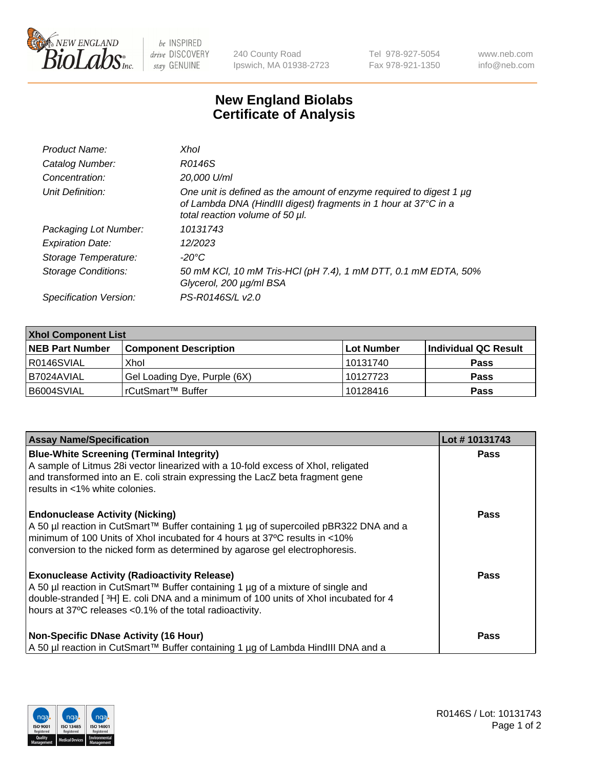# New England Biolabs Certificate of Analysis

| | |
|---|---|
| *Product Name:* | *XhoI* |
| *Catalog Number:* | *R0146S* |
| *Concentration:* | *20,000 U/ml* |
| *Unit Definition:* | *One unit is defined as the amount of enzyme required to digest 1 µg of Lambda DNA (HindIII digest) fragments in 1 hour at 37°C in a total reaction volume of 50 µl.* |
| *Packaging Lot Number:* | *10131743* |
| *Expiration Date:* | *12/2023* |
| *Storage Temperature:* | *-20°C* |
| *Storage Conditions:* | *50 mM KCl, 10 mM Tris-HCl (pH 7.4), 1 mM DTT, 0.1 mM EDTA, 50% Glycerol, 200 µg/ml BSA* |
| *Specification Version:* | *PS-R0146S/L v2.0* |

| XhoI Component List | | | |
|---|---|---|---|
| **NEB Part Number** | **Component Description** | **Lot Number** | **Individual QC Result** |
| R0146SVIAL | XhoI | 10131740 | **Pass** |
| B7024AVIAL | Gel Loading Dye, Purple (6X) | 10127723 | **Pass** |
| B6004SVIAL | rCutSmart™ Buffer | 10128416 | **Pass** |

| Assay Name/Specification | Lot # 10131743 |
|---|---|
| **Blue-White Screening (Terminal Integrity)**<br>A sample of Litmus 28i vector linearized with a 10-fold excess of XhoI, religated and transformed into an E. coli strain expressing the LacZ beta fragment gene results in <1% white colonies. | **Pass** |
| **Endonuclease Activity (Nicking)**<br>A 50 µl reaction in CutSmart™ Buffer containing 1 µg of supercoiled pBR322 DNA and a minimum of 100 Units of XhoI incubated for 4 hours at 37ºC results in <10% conversion to the nicked form as determined by agarose gel electrophoresis. | **Pass** |
| **Exonuclease Activity (Radioactivity Release)**<br>A 50 µl reaction in CutSmart™ Buffer containing 1 µg of a mixture of single and double-stranded [ $^{3}$H] E. coli DNA and a minimum of 100 units of XhoI incubated for 4 hours at 37ºC releases <0.1% of the total radioactivity. | **Pass** |
| **Non-Specific DNase Activity (16 Hour)**<br>A 50 µl reaction in CutSmart™ Buffer containing 1 µg of Lambda HindIII DNA and a | **Pass** |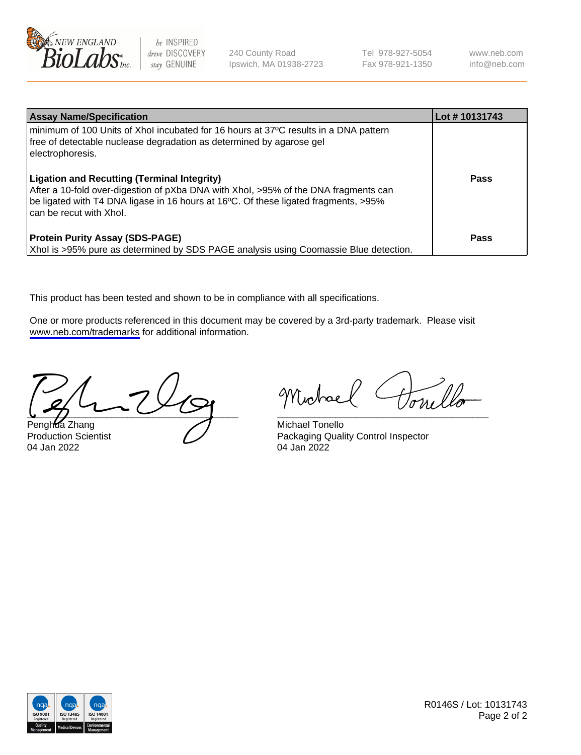| Assay Name/Specification | Lot # 10131743 |
|---|---|
| minimum of 100 Units of XhoI incubated for 16 hours at 37ºC results in a DNA pattern free of detectable nuclease degradation as determined by agarose gel electrophoresis. | |
| **Ligation and Recutting (Terminal Integrity)**<br>After a 10-fold over-digestion of pXba DNA with XhoI, >95% of the DNA fragments can be ligated with T4 DNA ligase in 16 hours at 16ºC. Of these ligated fragments, >95% can be recut with XhoI. | **Pass** |
| **Protein Purity Assay (SDS-PAGE)**<br>XhoI is >95% pure as determined by SDS PAGE analysis using Coomassie Blue detection. | **Pass** |

This product has been tested and shown to be in compliance with all specifications.

One or more products referenced in this document may be covered by a 3rd-party trademark. Please visit www.neb.com/trademarks for additional information.

Penghua Zhang
Production Scientist
04 Jan 2022

Michael Tonello
Packaging Quality Control Inspector
04 Jan 2022

R0146S / Lot: 10131743